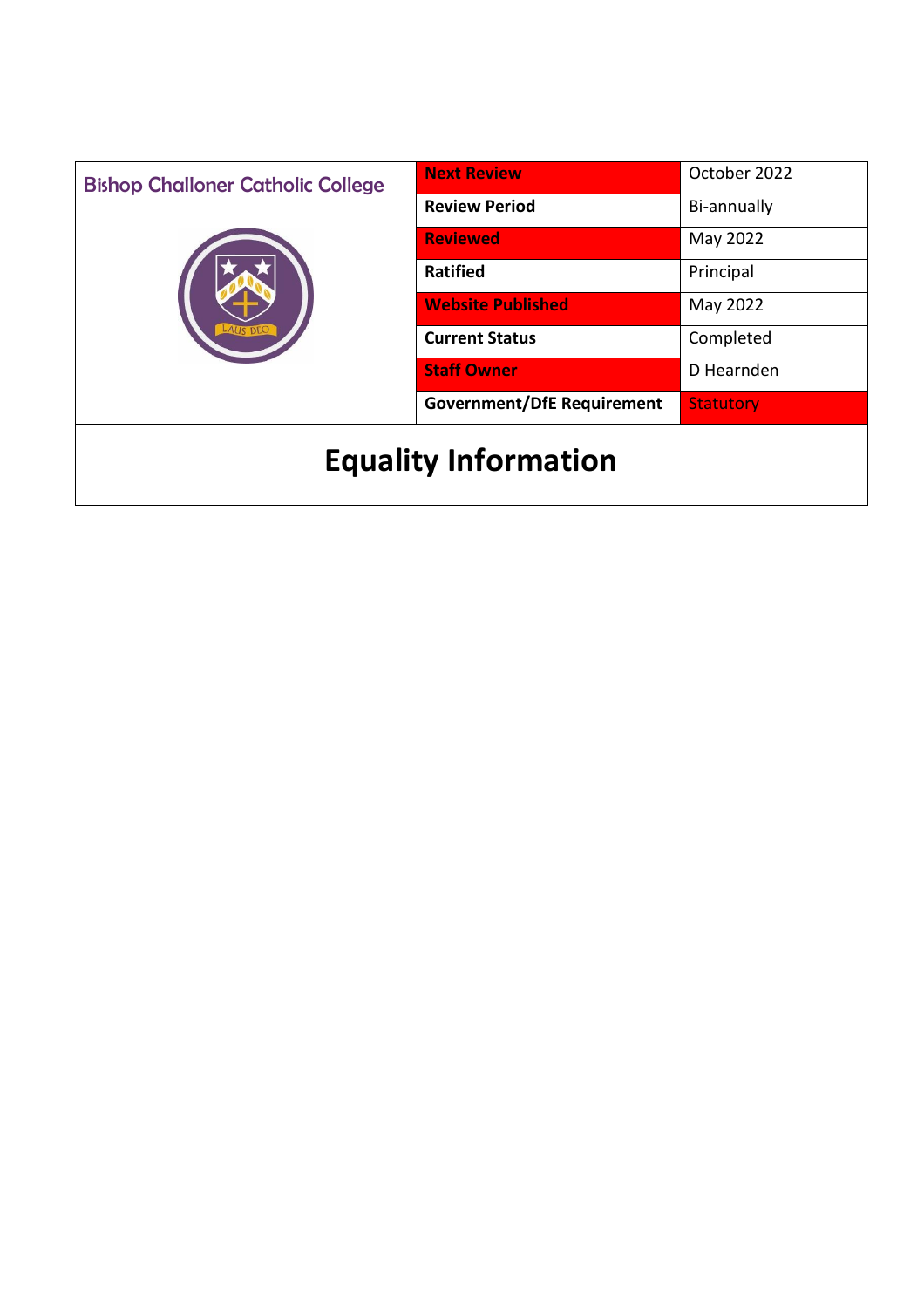Bishop Challoner Catholic College

| | | |
|---|---|---|
| **Next Review** | October 2022 |
| **Review Period** | Bi-annually |
| **Reviewed** | May 2022 |
| **Ratified** | Principal |
| **Website Published** | May 2022 |
| **Current Status** | Completed |
| **Staff Owner** | D Hearnden |
| **Government/DfE Requirement** | Statutory |

# Equality Information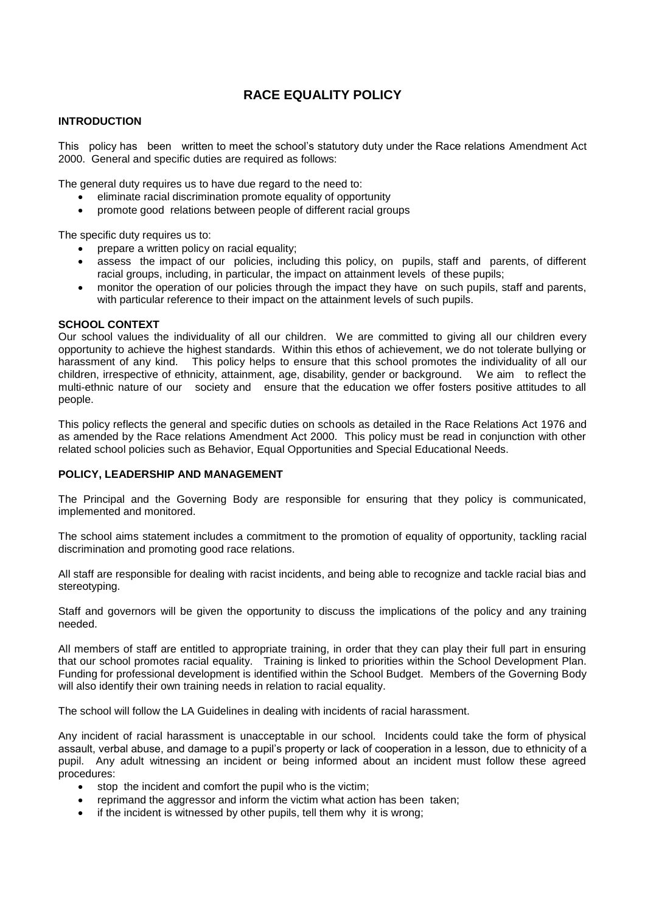# RACE EQUALITY POLICY

## INTRODUCTION

This policy has been written to meet the school's statutory duty under the Race relations Amendment Act 2000. General and specific duties are required as follows:

The general duty requires us to have due regard to the need to:

- eliminate racial discrimination promote equality of opportunity
- promote good relations between people of different racial groups

The specific duty requires us to:

- prepare a written policy on racial equality;
- assess the impact of our policies, including this policy, on pupils, staff and parents, of different racial groups, including, in particular, the impact on attainment levels of these pupils;
- monitor the operation of our policies through the impact they have on such pupils, staff and parents, with particular reference to their impact on the attainment levels of such pupils.

## SCHOOL CONTEXT

Our school values the individuality of all our children. We are committed to giving all our children every opportunity to achieve the highest standards. Within this ethos of achievement, we do not tolerate bullying or harassment of any kind. This policy helps to ensure that this school promotes the individuality of all our children, irrespective of ethnicity, attainment, age, disability, gender or background. We aim to reflect the multi-ethnic nature of our society and ensure that the education we offer fosters positive attitudes to all people.

This policy reflects the general and specific duties on schools as detailed in the Race Relations Act 1976 and as amended by the Race relations Amendment Act 2000. This policy must be read in conjunction with other related school policies such as Behavior, Equal Opportunities and Special Educational Needs.

## POLICY, LEADERSHIP AND MANAGEMENT

The Principal and the Governing Body are responsible for ensuring that they policy is communicated, implemented and monitored.

The school aims statement includes a commitment to the promotion of equality of opportunity, tackling racial discrimination and promoting good race relations.

All staff are responsible for dealing with racist incidents, and being able to recognize and tackle racial bias and stereotyping.

Staff and governors will be given the opportunity to discuss the implications of the policy and any training needed.

All members of staff are entitled to appropriate training, in order that they can play their full part in ensuring that our school promotes racial equality. Training is linked to priorities within the School Development Plan. Funding for professional development is identified within the School Budget. Members of the Governing Body will also identify their own training needs in relation to racial equality.

The school will follow the LA Guidelines in dealing with incidents of racial harassment.

Any incident of racial harassment is unacceptable in our school. Incidents could take the form of physical assault, verbal abuse, and damage to a pupil's property or lack of cooperation in a lesson, due to ethnicity of a pupil. Any adult witnessing an incident or being informed about an incident must follow these agreed procedures:

- stop the incident and comfort the pupil who is the victim;
- reprimand the aggressor and inform the victim what action has been taken;
- if the incident is witnessed by other pupils, tell them why it is wrong;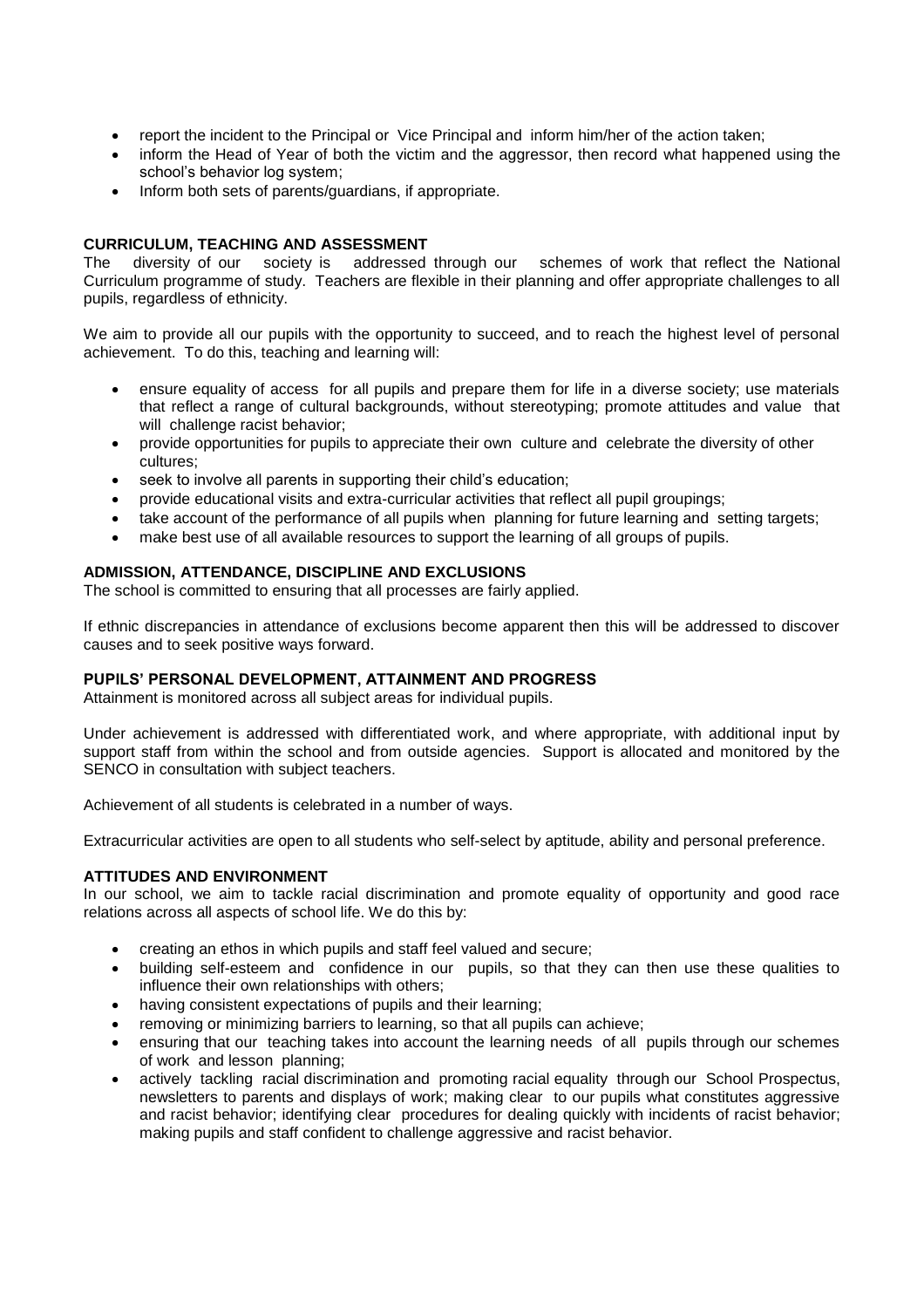- report the incident to the Principal or Vice Principal and inform him/her of the action taken;
- inform the Head of Year of both the victim and the aggressor, then record what happened using the school's behavior log system;
- Inform both sets of parents/guardians, if appropriate.

## CURRICULUM, TEACHING AND ASSESSMENT

The diversity of our society is addressed through our schemes of work that reflect the National Curriculum programme of study. Teachers are flexible in their planning and offer appropriate challenges to all pupils, regardless of ethnicity.

We aim to provide all our pupils with the opportunity to succeed, and to reach the highest level of personal achievement. To do this, teaching and learning will:

- ensure equality of access for all pupils and prepare them for life in a diverse society; use materials that reflect a range of cultural backgrounds, without stereotyping; promote attitudes and value that will challenge racist behavior;
- provide opportunities for pupils to appreciate their own culture and celebrate the diversity of other cultures;
- seek to involve all parents in supporting their child's education;
- provide educational visits and extra-curricular activities that reflect all pupil groupings;
- take account of the performance of all pupils when planning for future learning and setting targets;
- make best use of all available resources to support the learning of all groups of pupils.

## ADMISSION, ATTENDANCE, DISCIPLINE AND EXCLUSIONS

The school is committed to ensuring that all processes are fairly applied.

If ethnic discrepancies in attendance of exclusions become apparent then this will be addressed to discover causes and to seek positive ways forward.

## PUPILS' PERSONAL DEVELOPMENT, ATTAINMENT AND PROGRESS

Attainment is monitored across all subject areas for individual pupils.

Under achievement is addressed with differentiated work, and where appropriate, with additional input by support staff from within the school and from outside agencies. Support is allocated and monitored by the SENCO in consultation with subject teachers.

Achievement of all students is celebrated in a number of ways.

Extracurricular activities are open to all students who self-select by aptitude, ability and personal preference.

## ATTITUDES AND ENVIRONMENT

In our school, we aim to tackle racial discrimination and promote equality of opportunity and good race relations across all aspects of school life. We do this by:

- creating an ethos in which pupils and staff feel valued and secure;
- building self-esteem and confidence in our pupils, so that they can then use these qualities to influence their own relationships with others;
- having consistent expectations of pupils and their learning;
- removing or minimizing barriers to learning, so that all pupils can achieve;
- ensuring that our teaching takes into account the learning needs of all pupils through our schemes of work and lesson planning;
- actively tackling racial discrimination and promoting racial equality through our School Prospectus, newsletters to parents and displays of work; making clear to our pupils what constitutes aggressive and racist behavior; identifying clear procedures for dealing quickly with incidents of racist behavior; making pupils and staff confident to challenge aggressive and racist behavior.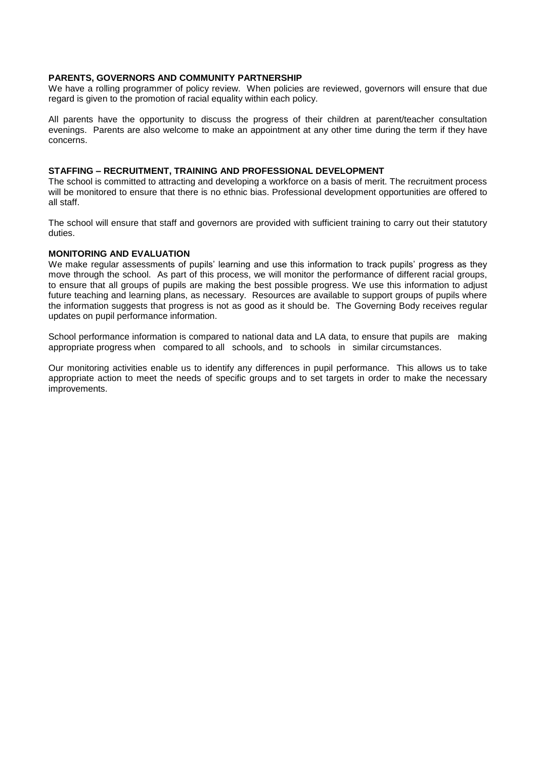**PARENTS, GOVERNORS AND COMMUNITY PARTNERSHIP**

We have a rolling programmer of policy review. When policies are reviewed, governors will ensure that due regard is given to the promotion of racial equality within each policy.

All parents have the opportunity to discuss the progress of their children at parent/teacher consultation evenings. Parents are also welcome to make an appointment at any other time during the term if they have concerns.

**STAFFING – RECRUITMENT, TRAINING AND PROFESSIONAL DEVELOPMENT**

The school is committed to attracting and developing a workforce on a basis of merit. The recruitment process will be monitored to ensure that there is no ethnic bias. Professional development opportunities are offered to all staff.

The school will ensure that staff and governors are provided with sufficient training to carry out their statutory duties.

**MONITORING AND EVALUATION**

We make regular assessments of pupils' learning and use this information to track pupils' progress as they move through the school. As part of this process, we will monitor the performance of different racial groups, to ensure that all groups of pupils are making the best possible progress. We use this information to adjust future teaching and learning plans, as necessary. Resources are available to support groups of pupils where the information suggests that progress is not as good as it should be. The Governing Body receives regular updates on pupil performance information.

School performance information is compared to national data and LA data, to ensure that pupils are making appropriate progress when compared to all schools, and to schools in similar circumstances.

Our monitoring activities enable us to identify any differences in pupil performance. This allows us to take appropriate action to meet the needs of specific groups and to set targets in order to make the necessary improvements.